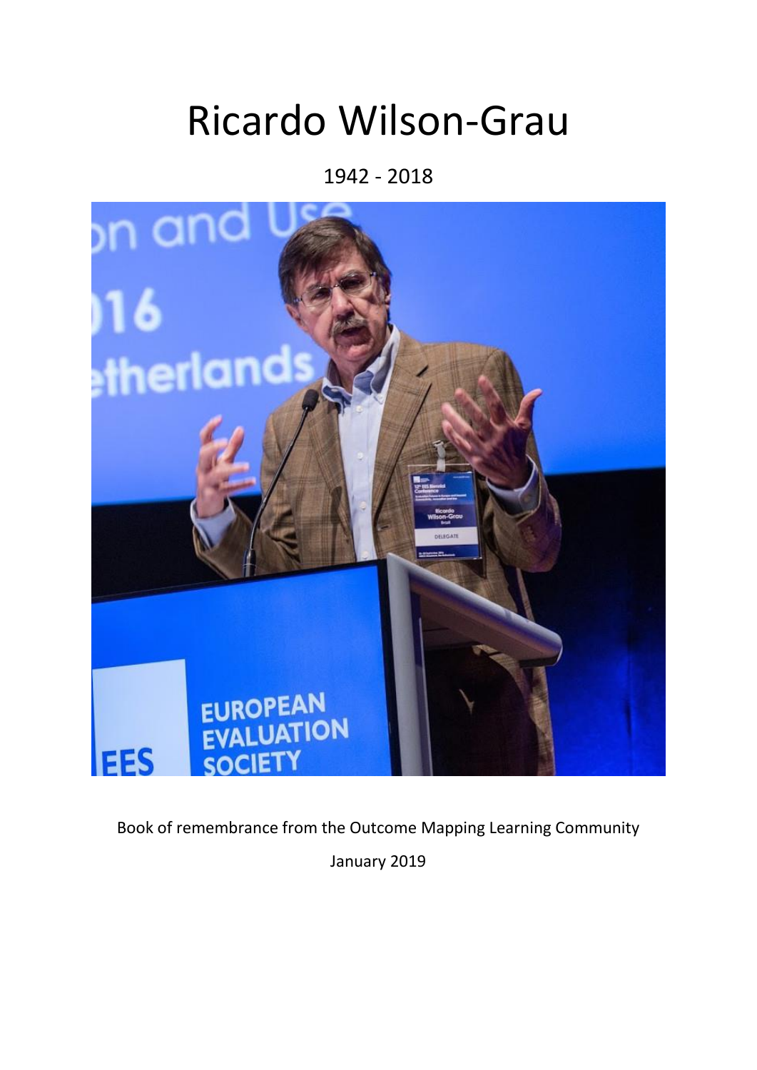# Ricardo Wilson-Grau

1942 - 2018

Book of remembrance from the Outcome Mapping Learning Community

January 2019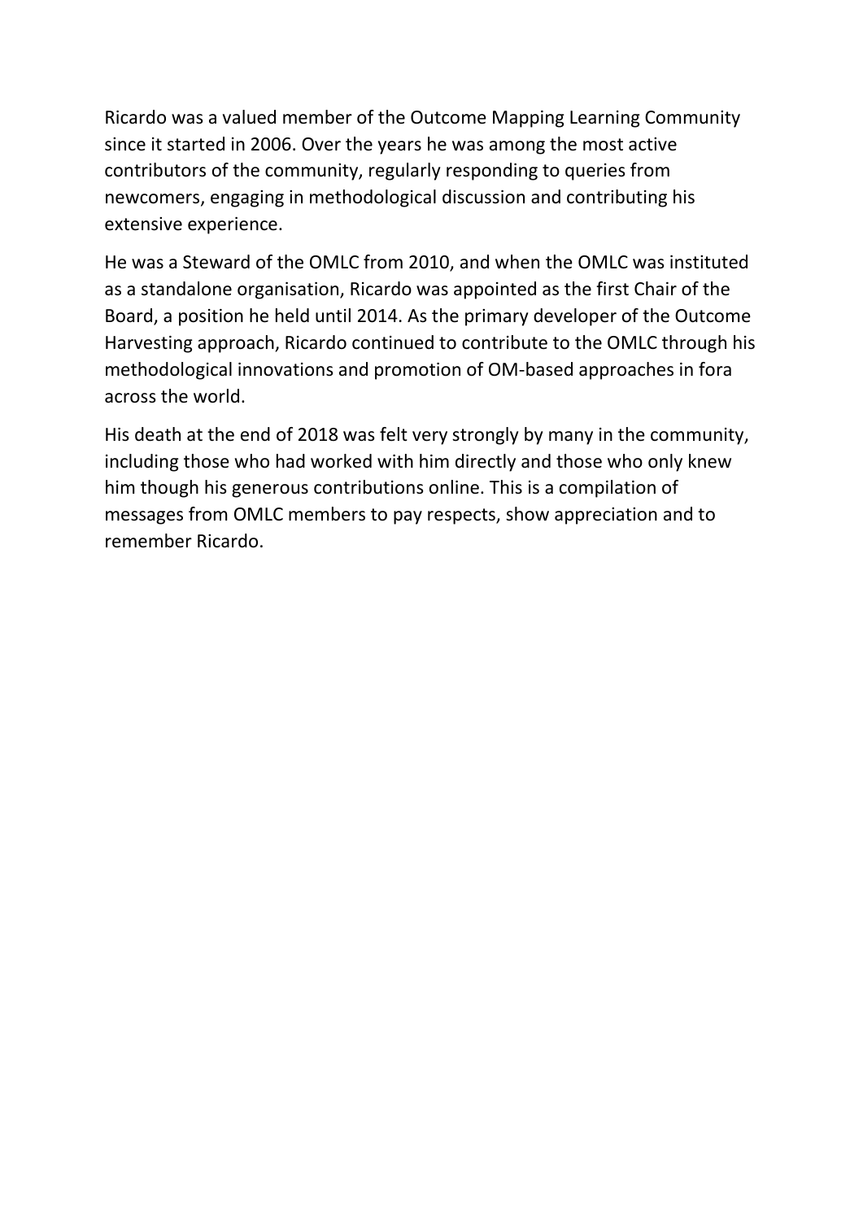Ricardo was a valued member of the Outcome Mapping Learning Community since it started in 2006. Over the years he was among the most active contributors of the community, regularly responding to queries from newcomers, engaging in methodological discussion and contributing his extensive experience.

He was a Steward of the OMLC from 2010, and when the OMLC was instituted as a standalone organisation, Ricardo was appointed as the first Chair of the Board, a position he held until 2014. As the primary developer of the Outcome Harvesting approach, Ricardo continued to contribute to the OMLC through his methodological innovations and promotion of OM-based approaches in fora across the world.

His death at the end of 2018 was felt very strongly by many in the community, including those who had worked with him directly and those who only knew him though his generous contributions online. This is a compilation of messages from OMLC members to pay respects, show appreciation and to remember Ricardo.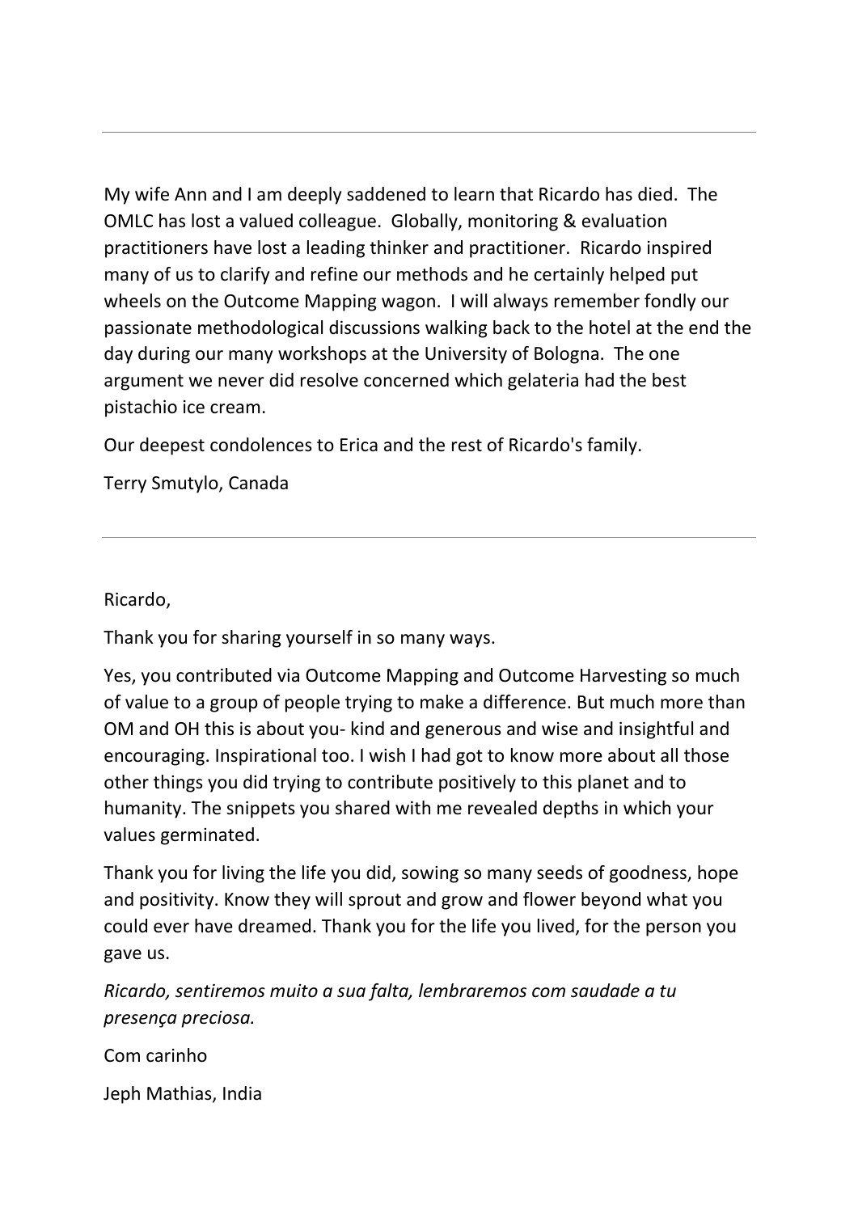---

My wife Ann and I am deeply saddened to learn that Ricardo has died.  The OMLC has lost a valued colleague.  Globally, monitoring & evaluation practitioners have lost a leading thinker and practitioner.  Ricardo inspired many of us to clarify and refine our methods and he certainly helped put wheels on the Outcome Mapping wagon.  I will always remember fondly our passionate methodological discussions walking back to the hotel at the end the day during our many workshops at the University of Bologna.  The one argument we never did resolve concerned which gelateria had the best pistachio ice cream.

Our deepest condolences to Erica and the rest of Ricardo's family.

Terry Smutylo, Canada

---

Ricardo,

Thank you for sharing yourself in so many ways.

Yes, you contributed via Outcome Mapping and Outcome Harvesting so much of value to a group of people trying to make a difference. But much more than OM and OH this is about you- kind and generous and wise and insightful and encouraging. Inspirational too. I wish I had got to know more about all those other things you did trying to contribute positively to this planet and to humanity. The snippets you shared with me revealed depths in which your values germinated.

Thank you for living the life you did, sowing so many seeds of goodness, hope and positivity. Know they will sprout and grow and flower beyond what you could ever have dreamed. Thank you for the life you lived, for the person you gave us.

*Ricardo, sentiremos muito a sua falta, lembraremos com saudade a tu presença preciosa.*

Com carinho

Jeph Mathias, India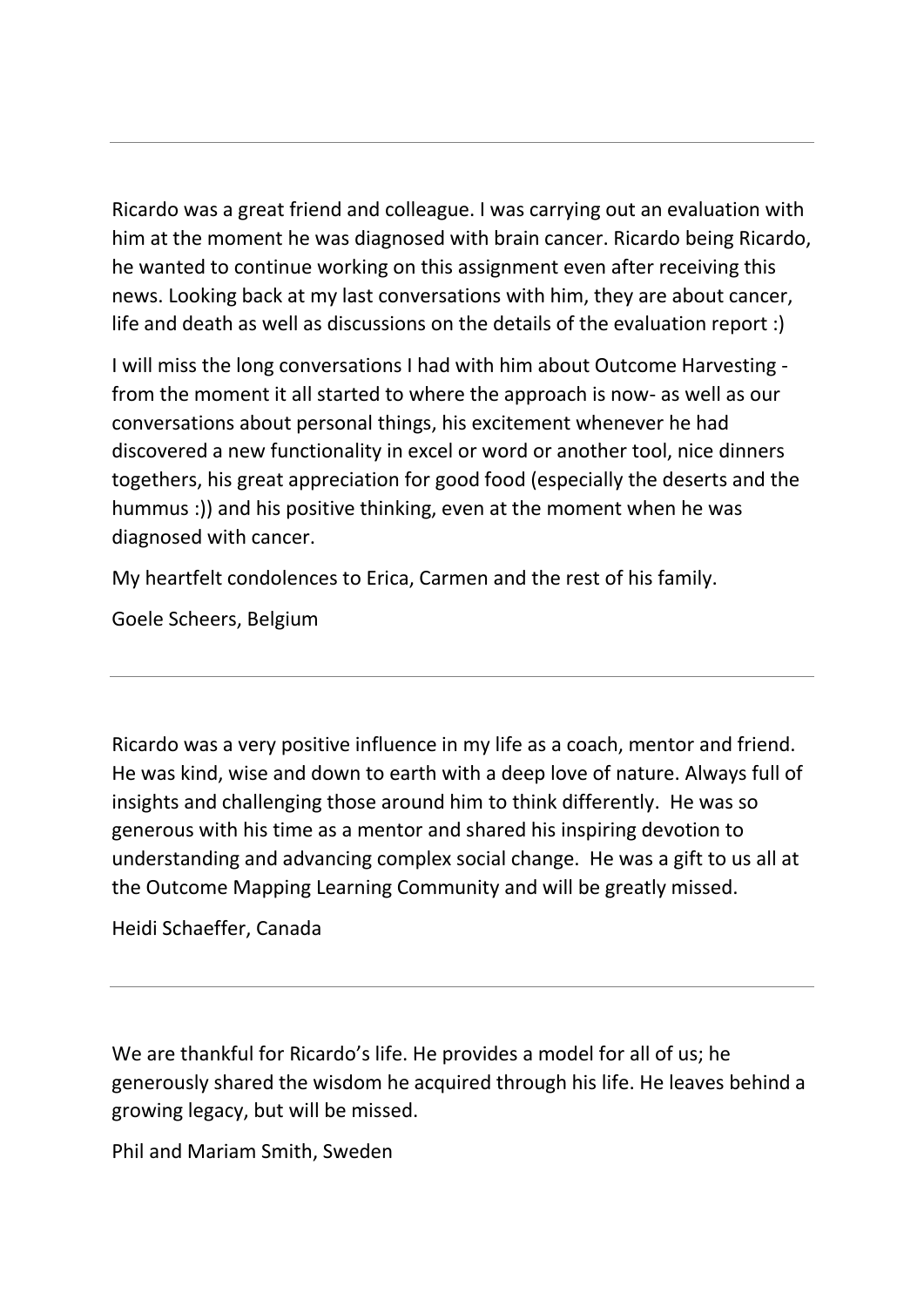---

Ricardo was a great friend and colleague. I was carrying out an evaluation with him at the moment he was diagnosed with brain cancer. Ricardo being Ricardo, he wanted to continue working on this assignment even after receiving this news. Looking back at my last conversations with him, they are about cancer, life and death as well as discussions on the details of the evaluation report :)

I will miss the long conversations I had with him about Outcome Harvesting - from the moment it all started to where the approach is now- as well as our conversations about personal things, his excitement whenever he had discovered a new functionality in excel or word or another tool, nice dinners togethers, his great appreciation for good food (especially the deserts and the hummus :)) and his positive thinking, even at the moment when he was diagnosed with cancer.

My heartfelt condolences to Erica, Carmen and the rest of his family.

Goele Scheers, Belgium

---

Ricardo was a very positive influence in my life as a coach, mentor and friend. He was kind, wise and down to earth with a deep love of nature. Always full of insights and challenging those around him to think differently. He was so generous with his time as a mentor and shared his inspiring devotion to understanding and advancing complex social change. He was a gift to us all at the Outcome Mapping Learning Community and will be greatly missed.

Heidi Schaeffer, Canada

---

We are thankful for Ricardo's life. He provides a model for all of us; he generously shared the wisdom he acquired through his life. He leaves behind a growing legacy, but will be missed.

Phil and Mariam Smith, Sweden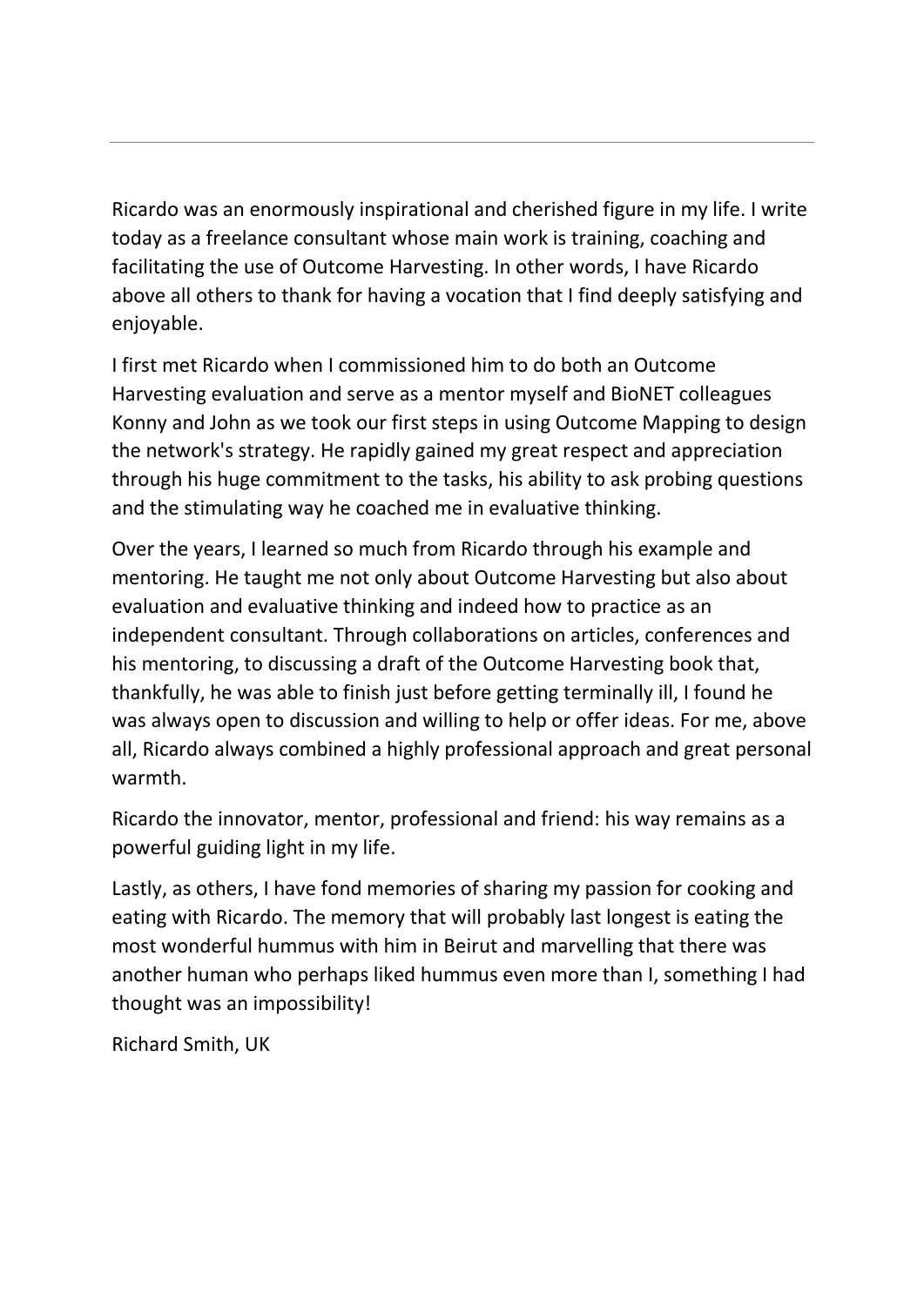---

Ricardo was an enormously inspirational and cherished figure in my life. I write today as a freelance consultant whose main work is training, coaching and facilitating the use of Outcome Harvesting. In other words, I have Ricardo above all others to thank for having a vocation that I find deeply satisfying and enjoyable.

I first met Ricardo when I commissioned him to do both an Outcome Harvesting evaluation and serve as a mentor myself and BioNET colleagues Konny and John as we took our first steps in using Outcome Mapping to design the network's strategy. He rapidly gained my great respect and appreciation through his huge commitment to the tasks, his ability to ask probing questions and the stimulating way he coached me in evaluative thinking.

Over the years, I learned so much from Ricardo through his example and mentoring. He taught me not only about Outcome Harvesting but also about evaluation and evaluative thinking and indeed how to practice as an independent consultant. Through collaborations on articles, conferences and his mentoring, to discussing a draft of the Outcome Harvesting book that, thankfully, he was able to finish just before getting terminally ill, I found he was always open to discussion and willing to help or offer ideas. For me, above all, Ricardo always combined a highly professional approach and great personal warmth.

Ricardo the innovator, mentor, professional and friend: his way remains as a powerful guiding light in my life.

Lastly, as others, I have fond memories of sharing my passion for cooking and eating with Ricardo. The memory that will probably last longest is eating the most wonderful hummus with him in Beirut and marvelling that there was another human who perhaps liked hummus even more than I, something I had thought was an impossibility!

Richard Smith, UK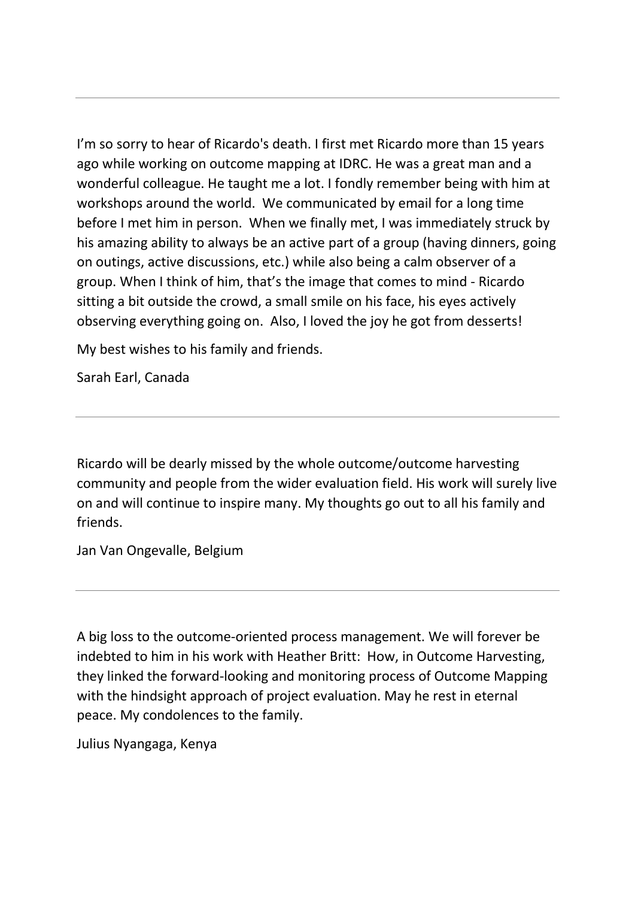---

I'm so sorry to hear of Ricardo's death. I first met Ricardo more than 15 years ago while working on outcome mapping at IDRC. He was a great man and a wonderful colleague. He taught me a lot. I fondly remember being with him at workshops around the world. We communicated by email for a long time before I met him in person. When we finally met, I was immediately struck by his amazing ability to always be an active part of a group (having dinners, going on outings, active discussions, etc.) while also being a calm observer of a group. When I think of him, that's the image that comes to mind - Ricardo sitting a bit outside the crowd, a small smile on his face, his eyes actively observing everything going on. Also, I loved the joy he got from desserts!

My best wishes to his family and friends.

Sarah Earl, Canada

---

Ricardo will be dearly missed by the whole outcome/outcome harvesting community and people from the wider evaluation field. His work will surely live on and will continue to inspire many. My thoughts go out to all his family and friends.

Jan Van Ongevalle, Belgium

---

A big loss to the outcome-oriented process management. We will forever be indebted to him in his work with Heather Britt: How, in Outcome Harvesting, they linked the forward-looking and monitoring process of Outcome Mapping with the hindsight approach of project evaluation. May he rest in eternal peace. My condolences to the family.

Julius Nyangaga, Kenya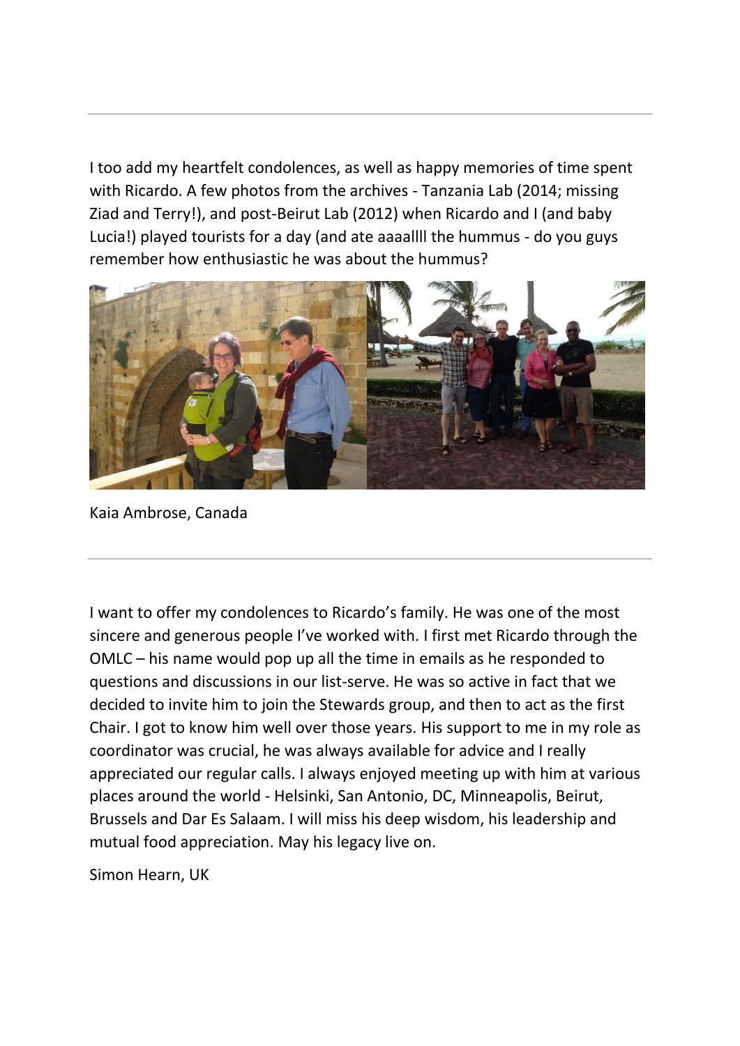---

I too add my heartfelt condolences, as well as happy memories of time spent with Ricardo. A few photos from the archives - Tanzania Lab (2014; missing Ziad and Terry!), and post-Beirut Lab (2012) when Ricardo and I (and baby Lucia!) played tourists for a day (and ate aaaallll the hummus - do you guys remember how enthusiastic he was about the hummus?

Kaia Ambrose, Canada

---

I want to offer my condolences to Ricardo's family. He was one of the most sincere and generous people I've worked with. I first met Ricardo through the OMLC – his name would pop up all the time in emails as he responded to questions and discussions in our list-serve. He was so active in fact that we decided to invite him to join the Stewards group, and then to act as the first Chair. I got to know him well over those years. His support to me in my role as coordinator was crucial, he was always available for advice and I really appreciated our regular calls. I always enjoyed meeting up with him at various places around the world - Helsinki, San Antonio, DC, Minneapolis, Beirut, Brussels and Dar Es Salaam. I will miss his deep wisdom, his leadership and mutual food appreciation. May his legacy live on.

Simon Hearn, UK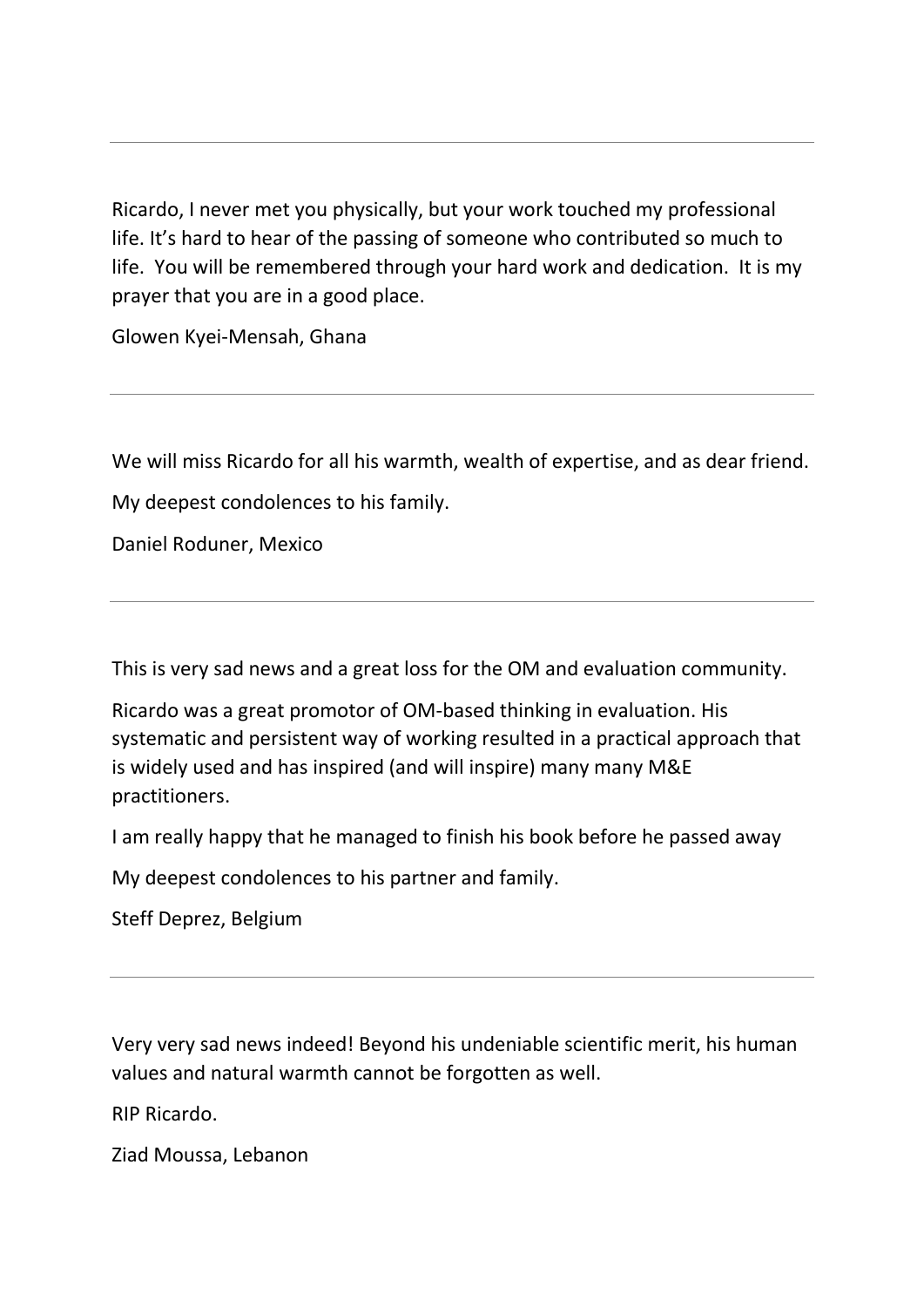---

Ricardo, I never met you physically, but your work touched my professional life. It's hard to hear of the passing of someone who contributed so much to life. You will be remembered through your hard work and dedication. It is my prayer that you are in a good place.

Glowen Kyei-Mensah, Ghana

---

We will miss Ricardo for all his warmth, wealth of expertise, and as dear friend.

My deepest condolences to his family.

Daniel Roduner, Mexico

---

This is very sad news and a great loss for the OM and evaluation community.

Ricardo was a great promotor of OM-based thinking in evaluation. His systematic and persistent way of working resulted in a practical approach that is widely used and has inspired (and will inspire) many many M&E practitioners.

I am really happy that he managed to finish his book before he passed away

My deepest condolences to his partner and family.

Steff Deprez, Belgium

---

Very very sad news indeed! Beyond his undeniable scientific merit, his human values and natural warmth cannot be forgotten as well.

RIP Ricardo.

Ziad Moussa, Lebanon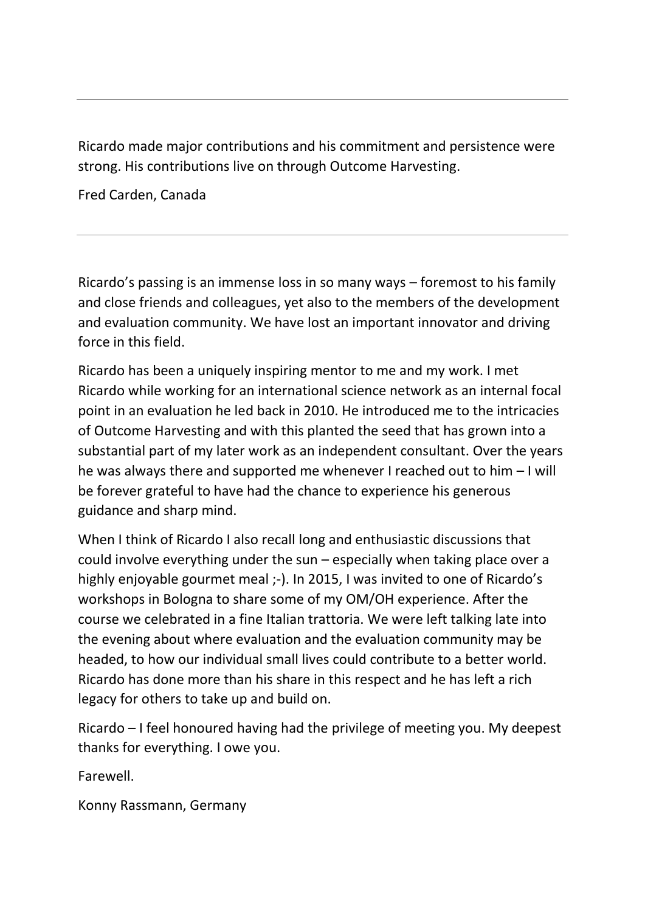---

Ricardo made major contributions and his commitment and persistence were strong. His contributions live on through Outcome Harvesting.

Fred Carden, Canada

---

Ricardo's passing is an immense loss in so many ways – foremost to his family and close friends and colleagues, yet also to the members of the development and evaluation community. We have lost an important innovator and driving force in this field.

Ricardo has been a uniquely inspiring mentor to me and my work. I met Ricardo while working for an international science network as an internal focal point in an evaluation he led back in 2010. He introduced me to the intricacies of Outcome Harvesting and with this planted the seed that has grown into a substantial part of my later work as an independent consultant. Over the years he was always there and supported me whenever I reached out to him – I will be forever grateful to have had the chance to experience his generous guidance and sharp mind.

When I think of Ricardo I also recall long and enthusiastic discussions that could involve everything under the sun – especially when taking place over a highly enjoyable gourmet meal ;-). In 2015, I was invited to one of Ricardo's workshops in Bologna to share some of my OM/OH experience. After the course we celebrated in a fine Italian trattoria. We were left talking late into the evening about where evaluation and the evaluation community may be headed, to how our individual small lives could contribute to a better world. Ricardo has done more than his share in this respect and he has left a rich legacy for others to take up and build on.

Ricardo – I feel honoured having had the privilege of meeting you. My deepest thanks for everything. I owe you.

Farewell.

Konny Rassmann, Germany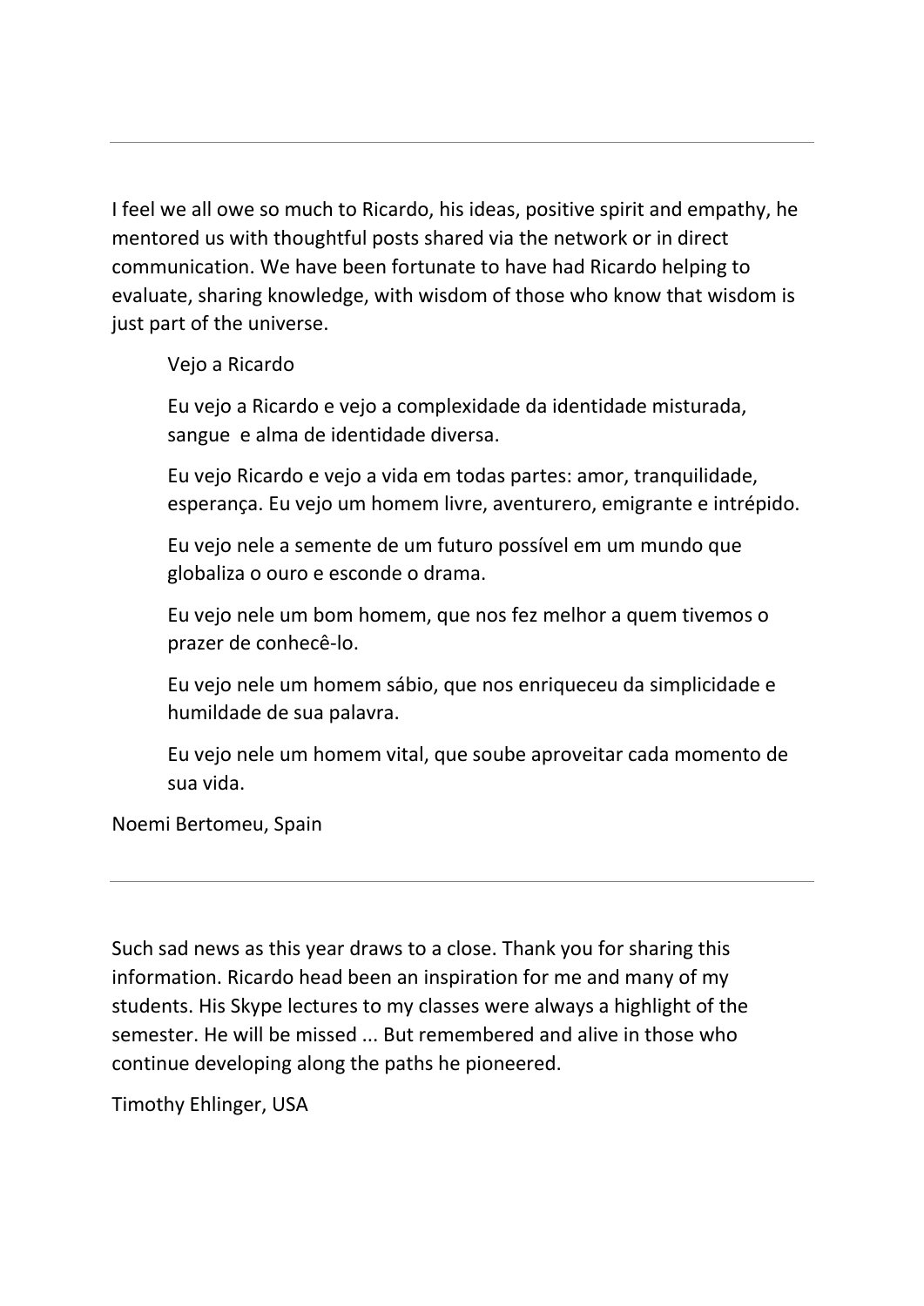---

I feel we all owe so much to Ricardo, his ideas, positive spirit and empathy, he mentored us with thoughtful posts shared via the network or in direct communication. We have been fortunate to have had Ricardo helping to evaluate, sharing knowledge, with wisdom of those who know that wisdom is just part of the universe.

> Vejo a Ricardo
>
> Eu vejo a Ricardo e vejo a complexidade da identidade misturada, sangue e alma de identidade diversa.
>
> Eu vejo Ricardo e vejo a vida em todas partes: amor, tranquilidade, esperança. Eu vejo um homem livre, aventurero, emigrante e intrépido.
>
> Eu vejo nele a semente de um futuro possível em um mundo que globaliza o ouro e esconde o drama.
>
> Eu vejo nele um bom homem, que nos fez melhor a quem tivemos o prazer de conhecê-lo.
>
> Eu vejo nele um homem sábio, que nos enriqueceu da simplicidade e humildade de sua palavra.
>
> Eu vejo nele um homem vital, que soube aproveitar cada momento de sua vida.

Noemi Bertomeu, Spain

---

Such sad news as this year draws to a close. Thank you for sharing this information. Ricardo head been an inspiration for me and many of my students. His Skype lectures to my classes were always a highlight of the semester. He will be missed ... But remembered and alive in those who continue developing along the paths he pioneered.

Timothy Ehlinger, USA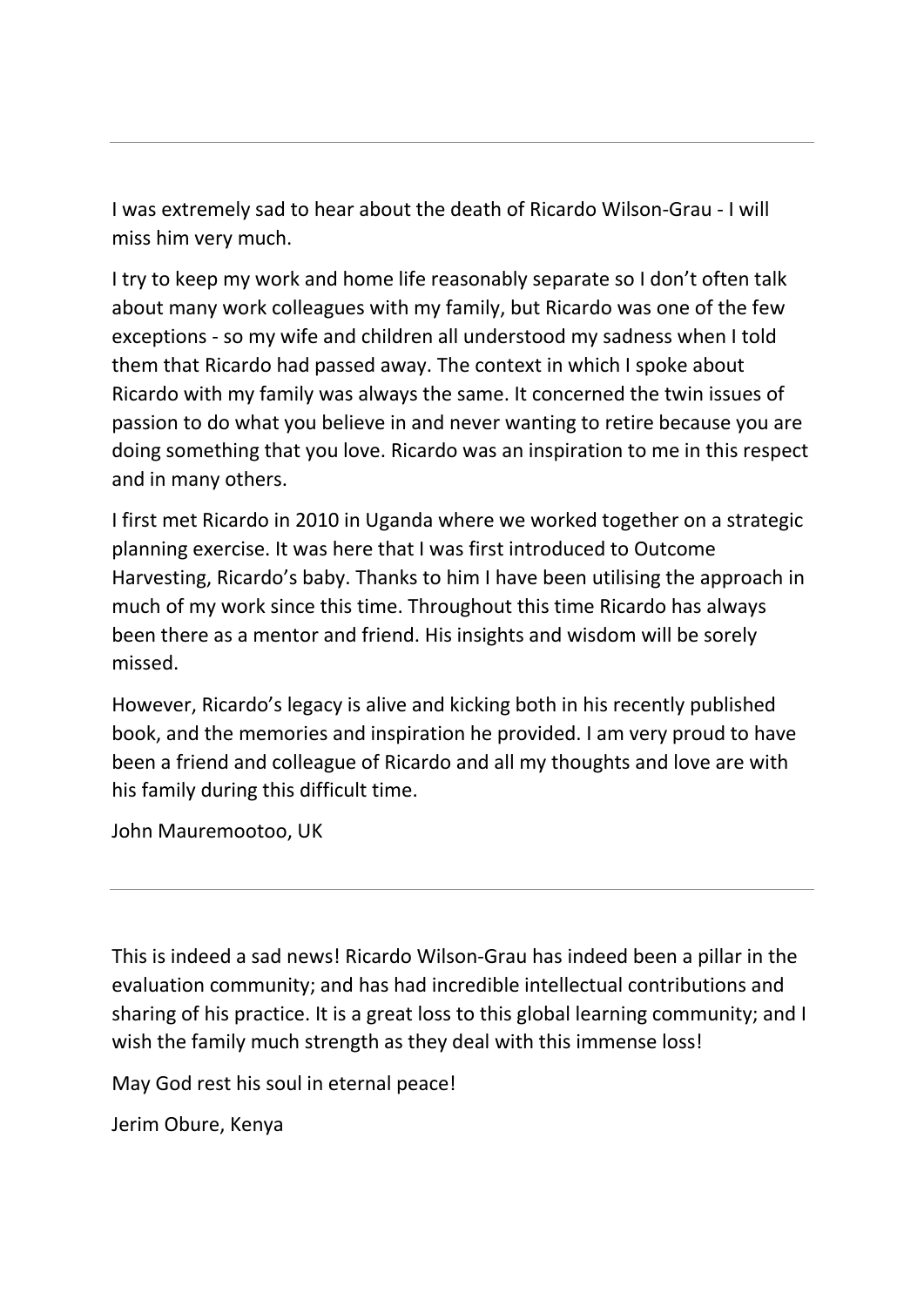---

I was extremely sad to hear about the death of Ricardo Wilson-Grau - I will miss him very much.

I try to keep my work and home life reasonably separate so I don't often talk about many work colleagues with my family, but Ricardo was one of the few exceptions - so my wife and children all understood my sadness when I told them that Ricardo had passed away. The context in which I spoke about Ricardo with my family was always the same. It concerned the twin issues of passion to do what you believe in and never wanting to retire because you are doing something that you love. Ricardo was an inspiration to me in this respect and in many others.

I first met Ricardo in 2010 in Uganda where we worked together on a strategic planning exercise. It was here that I was first introduced to Outcome Harvesting, Ricardo's baby. Thanks to him I have been utilising the approach in much of my work since this time. Throughout this time Ricardo has always been there as a mentor and friend. His insights and wisdom will be sorely missed.

However, Ricardo's legacy is alive and kicking both in his recently published book, and the memories and inspiration he provided. I am very proud to have been a friend and colleague of Ricardo and all my thoughts and love are with his family during this difficult time.

John Mauremootoo, UK

---

This is indeed a sad news! Ricardo Wilson-Grau has indeed been a pillar in the evaluation community; and has had incredible intellectual contributions and sharing of his practice. It is a great loss to this global learning community; and I wish the family much strength as they deal with this immense loss!

May God rest his soul in eternal peace!

Jerim Obure, Kenya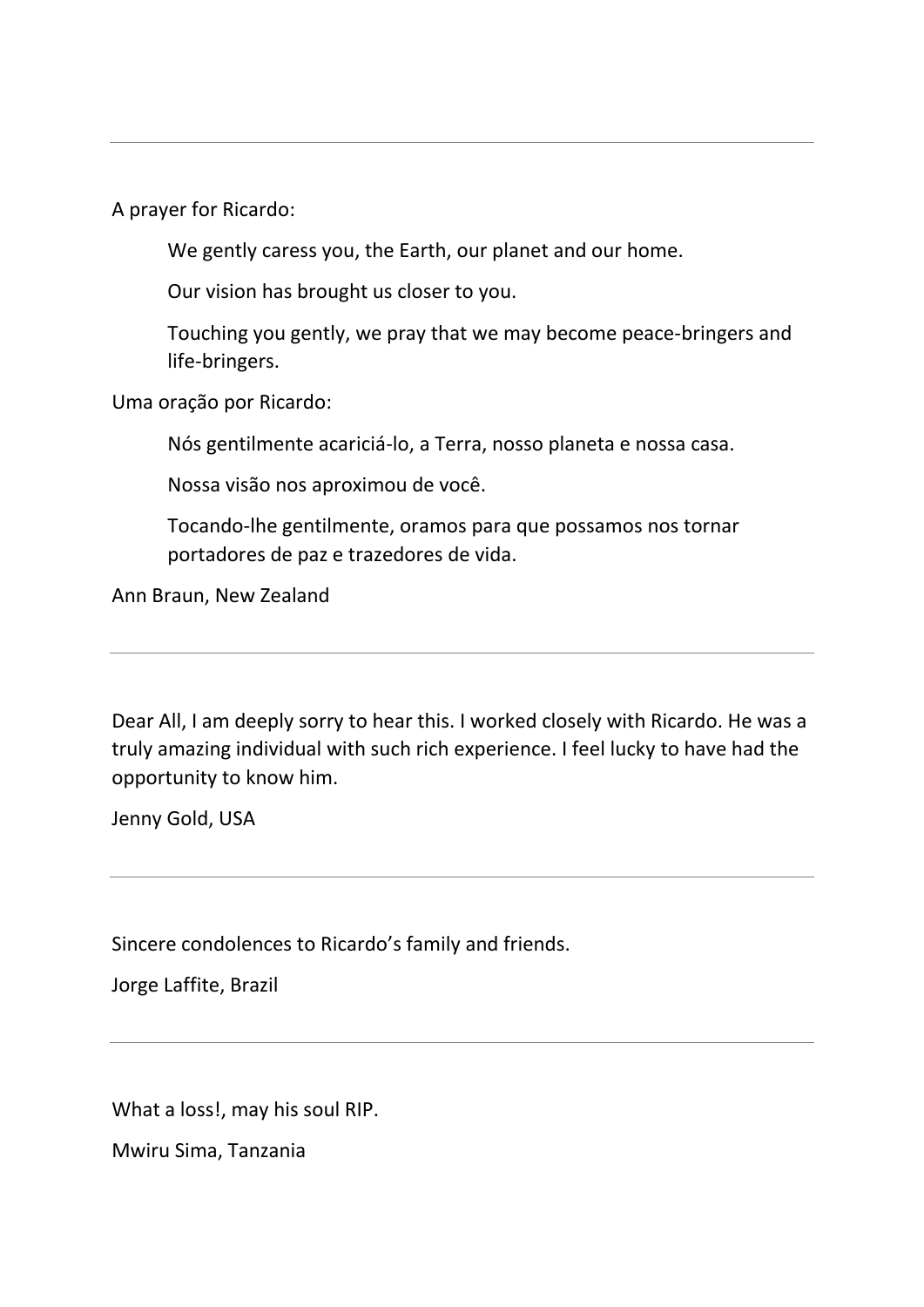---

A prayer for Ricardo:

> We gently caress you, the Earth, our planet and our home.
>
> Our vision has brought us closer to you.
>
> Touching you gently, we pray that we may become peace-bringers and life-bringers.

Uma oração por Ricardo:

> Nós gentilmente acariciá-lo, a Terra, nosso planeta e nossa casa.
>
> Nossa visão nos aproximou de você.
>
> Tocando-lhe gentilmente, oramos para que possamos nos tornar portadores de paz e trazedores de vida.

Ann Braun, New Zealand

---

Dear All, I am deeply sorry to hear this. I worked closely with Ricardo. He was a truly amazing individual with such rich experience. I feel lucky to have had the opportunity to know him.

Jenny Gold, USA

---

Sincere condolences to Ricardo's family and friends.

Jorge Laffite, Brazil

---

What a loss!, may his soul RIP.

Mwiru Sima, Tanzania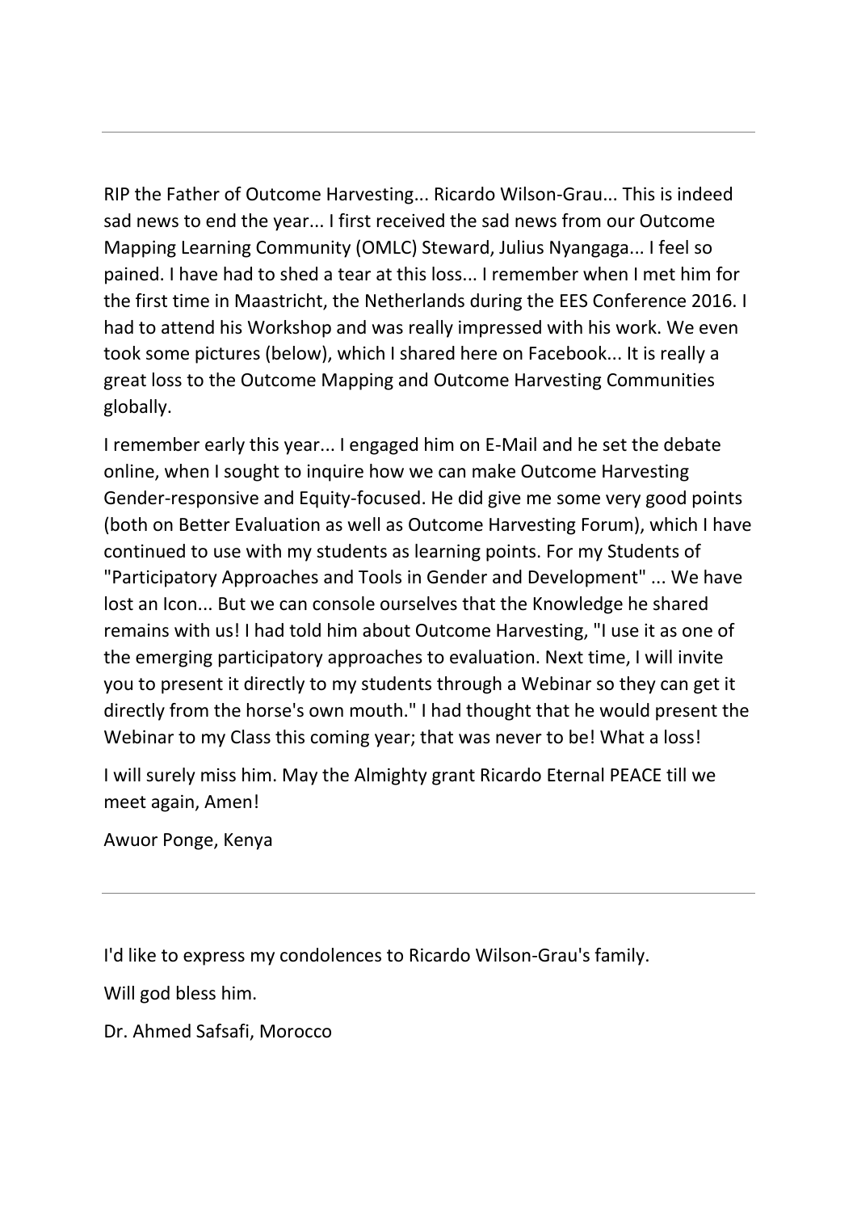---

RIP the Father of Outcome Harvesting... Ricardo Wilson-Grau... This is indeed sad news to end the year... I first received the sad news from our Outcome Mapping Learning Community (OMLC) Steward, Julius Nyangaga... I feel so pained. I have had to shed a tear at this loss... I remember when I met him for the first time in Maastricht, the Netherlands during the EES Conference 2016. I had to attend his Workshop and was really impressed with his work. We even took some pictures (below), which I shared here on Facebook... It is really a great loss to the Outcome Mapping and Outcome Harvesting Communities globally.

I remember early this year... I engaged him on E-Mail and he set the debate online, when I sought to inquire how we can make Outcome Harvesting Gender-responsive and Equity-focused. He did give me some very good points (both on Better Evaluation as well as Outcome Harvesting Forum), which I have continued to use with my students as learning points. For my Students of "Participatory Approaches and Tools in Gender and Development" ... We have lost an Icon... But we can console ourselves that the Knowledge he shared remains with us! I had told him about Outcome Harvesting, "I use it as one of the emerging participatory approaches to evaluation. Next time, I will invite you to present it directly to my students through a Webinar so they can get it directly from the horse's own mouth." I had thought that he would present the Webinar to my Class this coming year; that was never to be! What a loss!

I will surely miss him. May the Almighty grant Ricardo Eternal PEACE till we meet again, Amen!

Awuor Ponge, Kenya

---

I'd like to express my condolences to Ricardo Wilson-Grau's family.

Will god bless him.

Dr. Ahmed Safsafi, Morocco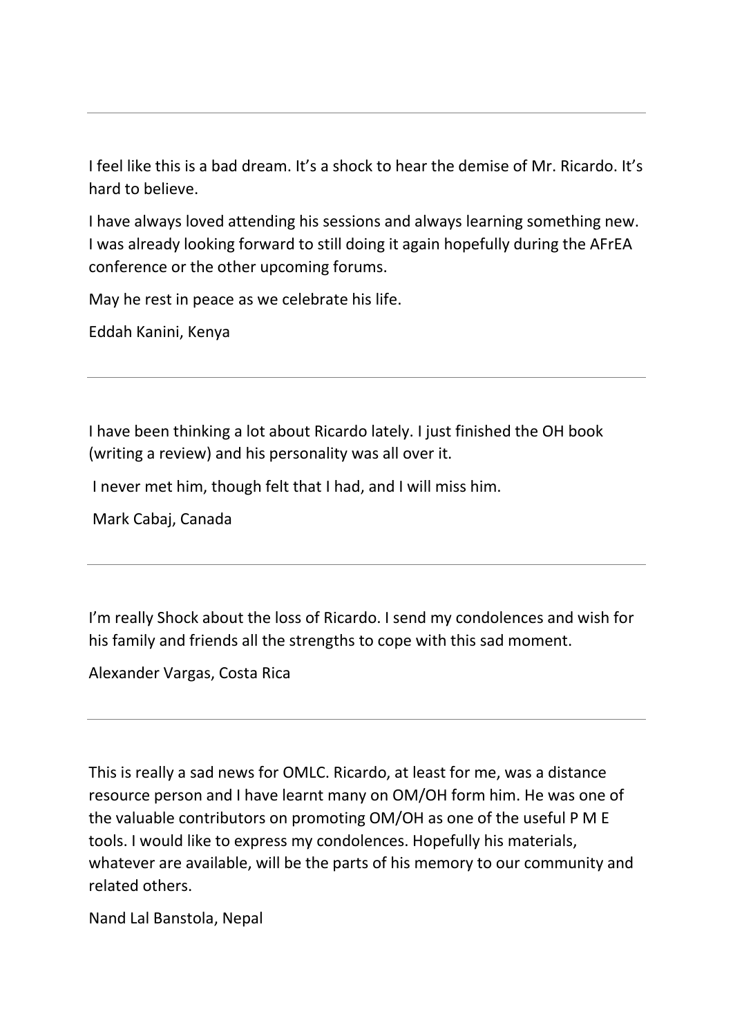---

I feel like this is a bad dream. It's a shock to hear the demise of Mr. Ricardo. It's hard to believe.

I have always loved attending his sessions and always learning something new. I was already looking forward to still doing it again hopefully during the AFrEA conference or the other upcoming forums.

May he rest in peace as we celebrate his life.

Eddah Kanini, Kenya

---

I have been thinking a lot about Ricardo lately. I just finished the OH book (writing a review) and his personality was all over it.

I never met him, though felt that I had, and I will miss him.

Mark Cabaj, Canada

---

I'm really Shock about the loss of Ricardo. I send my condolences and wish for his family and friends all the strengths to cope with this sad moment.

Alexander Vargas, Costa Rica

---

This is really a sad news for OMLC. Ricardo, at least for me, was a distance resource person and I have learnt many on OM/OH form him. He was one of the valuable contributors on promoting OM/OH as one of the useful P M E tools. I would like to express my condolences. Hopefully his materials, whatever are available, will be the parts of his memory to our community and related others.

Nand Lal Banstola, Nepal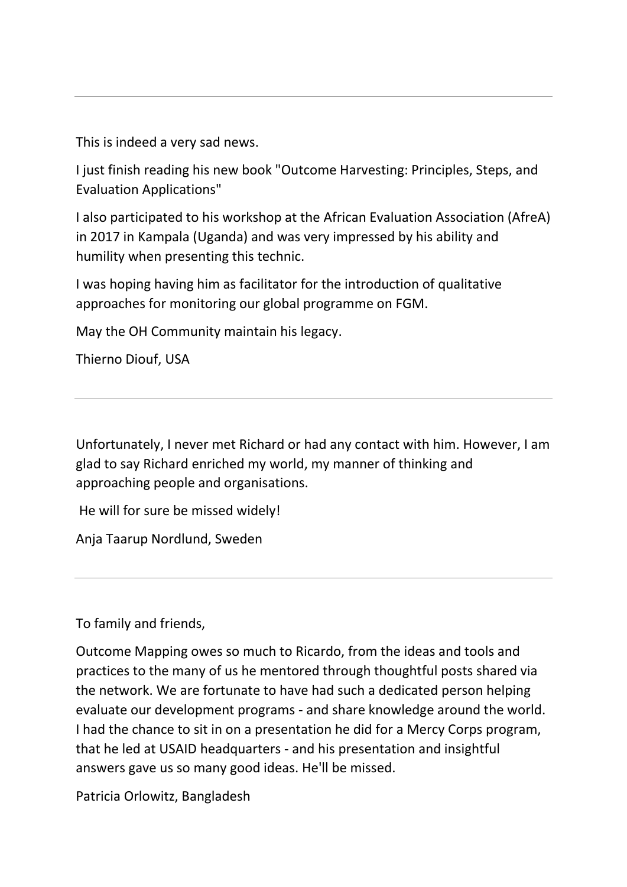---

This is indeed a very sad news.

I just finish reading his new book "Outcome Harvesting: Principles, Steps, and Evaluation Applications"

I also participated to his workshop at the African Evaluation Association (AfreA) in 2017 in Kampala (Uganda) and was very impressed by his ability and humility when presenting this technic.

I was hoping having him as facilitator for the introduction of qualitative approaches for monitoring our global programme on FGM.

May the OH Community maintain his legacy.

Thierno Diouf, USA

---

Unfortunately, I never met Richard or had any contact with him. However, I am glad to say Richard enriched my world, my manner of thinking and approaching people and organisations.

He will for sure be missed widely!

Anja Taarup Nordlund, Sweden

---

To family and friends,

Outcome Mapping owes so much to Ricardo, from the ideas and tools and practices to the many of us he mentored through thoughtful posts shared via the network. We are fortunate to have had such a dedicated person helping evaluate our development programs - and share knowledge around the world. I had the chance to sit in on a presentation he did for a Mercy Corps program, that he led at USAID headquarters - and his presentation and insightful answers gave us so many good ideas. He'll be missed.

Patricia Orlowitz, Bangladesh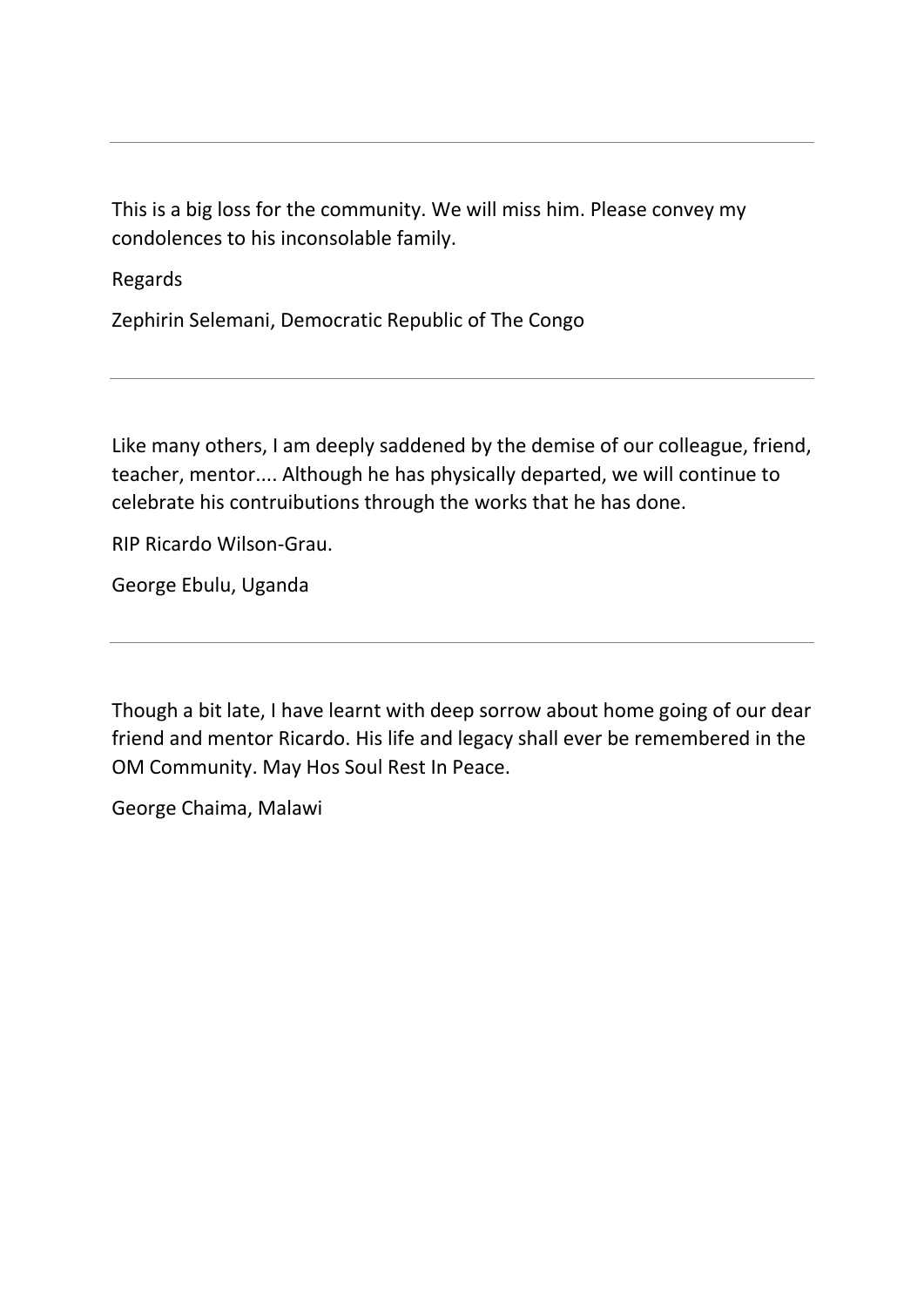---

This is a big loss for the community. We will miss him. Please convey my condolences to his inconsolable family.

Regards

Zephirin Selemani, Democratic Republic of The Congo

---

Like many others, I am deeply saddened by the demise of our colleague, friend, teacher, mentor.... Although he has physically departed, we will continue to celebrate his contruibutions through the works that he has done.

RIP Ricardo Wilson-Grau.

George Ebulu, Uganda

---

Though a bit late, I have learnt with deep sorrow about home going of our dear friend and mentor Ricardo. His life and legacy shall ever be remembered in the OM Community. May Hos Soul Rest In Peace.

George Chaima, Malawi